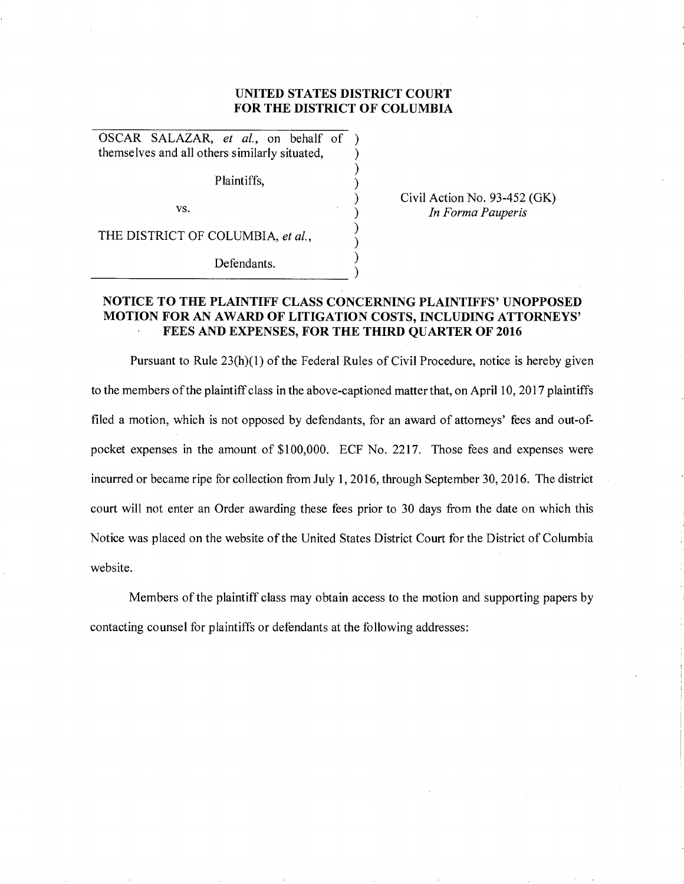**UNITED STATES DISTRICT COURT**
**FOR THE DISTRICT OF COLUMBIA**

| | |
|---|---|
| OSCAR SALAZAR, *et al.*, on behalf of themselves and all others similarly situated, | |
| Plaintiffs, | Civil Action No. 93-452 (GK) |
| vs. | *In Forma Pauperis* |
| THE DISTRICT OF COLUMBIA, *et al.*, | |
| Defendants. | |

**NOTICE TO THE PLAINTIFF CLASS CONCERNING PLAINTIFFS' UNOPPOSED MOTION FOR AN AWARD OF LITIGATION COSTS, INCLUDING ATTORNEYS' FEES AND EXPENSES, FOR THE THIRD QUARTER OF 2016**

Pursuant to Rule 23(h)(1) of the Federal Rules of Civil Procedure, notice is hereby given to the members of the plaintiff class in the above-captioned matter that, on April 10, 2017 plaintiffs filed a motion, which is not opposed by defendants, for an award of attorneys' fees and out-of-pocket expenses in the amount of $100,000. ECF No. 2217. Those fees and expenses were incurred or became ripe for collection from July 1, 2016, through September 30, 2016. The district court will not enter an Order awarding these fees prior to 30 days from the date on which this Notice was placed on the website of the United States District Court for the District of Columbia website.

Members of the plaintiff class may obtain access to the motion and supporting papers by contacting counsel for plaintiffs or defendants at the following addresses: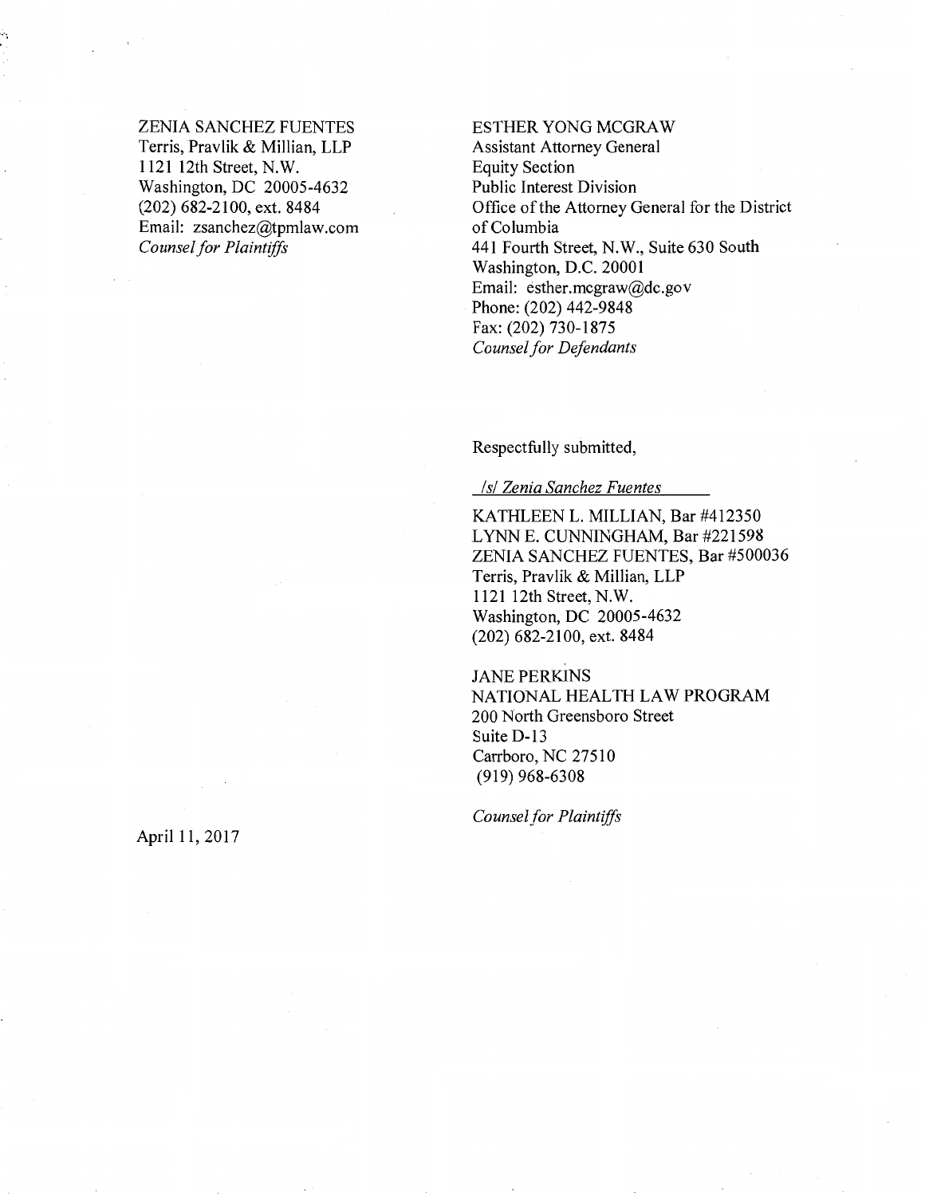ZENIA SANCHEZ FUENTES
Terris, Pravlik & Millian, LLP
1121 12th Street, N.W.
Washington, DC 20005-4632
(202) 682-2100, ext. 8484
Email: zsanchez@tpmlaw.com
*Counsel for Plaintiffs*

ESTHER YONG MCGRAW
Assistant Attorney General
Equity Section
Public Interest Division
Office of the Attorney General for the District of Columbia
441 Fourth Street, N.W., Suite 630 South
Washington, D.C. 20001
Email: esther.mcgraw@dc.gov
Phone: (202) 442-9848
Fax: (202) 730-1875
*Counsel for Defendants*

Respectfully submitted,

*/s/ Zenia Sanchez Fuentes*

KATHLEEN L. MILLIAN, Bar #412350
LYNN E. CUNNINGHAM, Bar #221598
ZENIA SANCHEZ FUENTES, Bar #500036
Terris, Pravlik & Millian, LLP
1121 12th Street, N.W.
Washington, DC 20005-4632
(202) 682-2100, ext. 8484

JANE PERKINS
NATIONAL HEALTH LAW PROGRAM
200 North Greensboro Street
Suite D-13
Carrboro, NC 27510
(919) 968-6308

*Counsel for Plaintiffs*

April 11, 2017